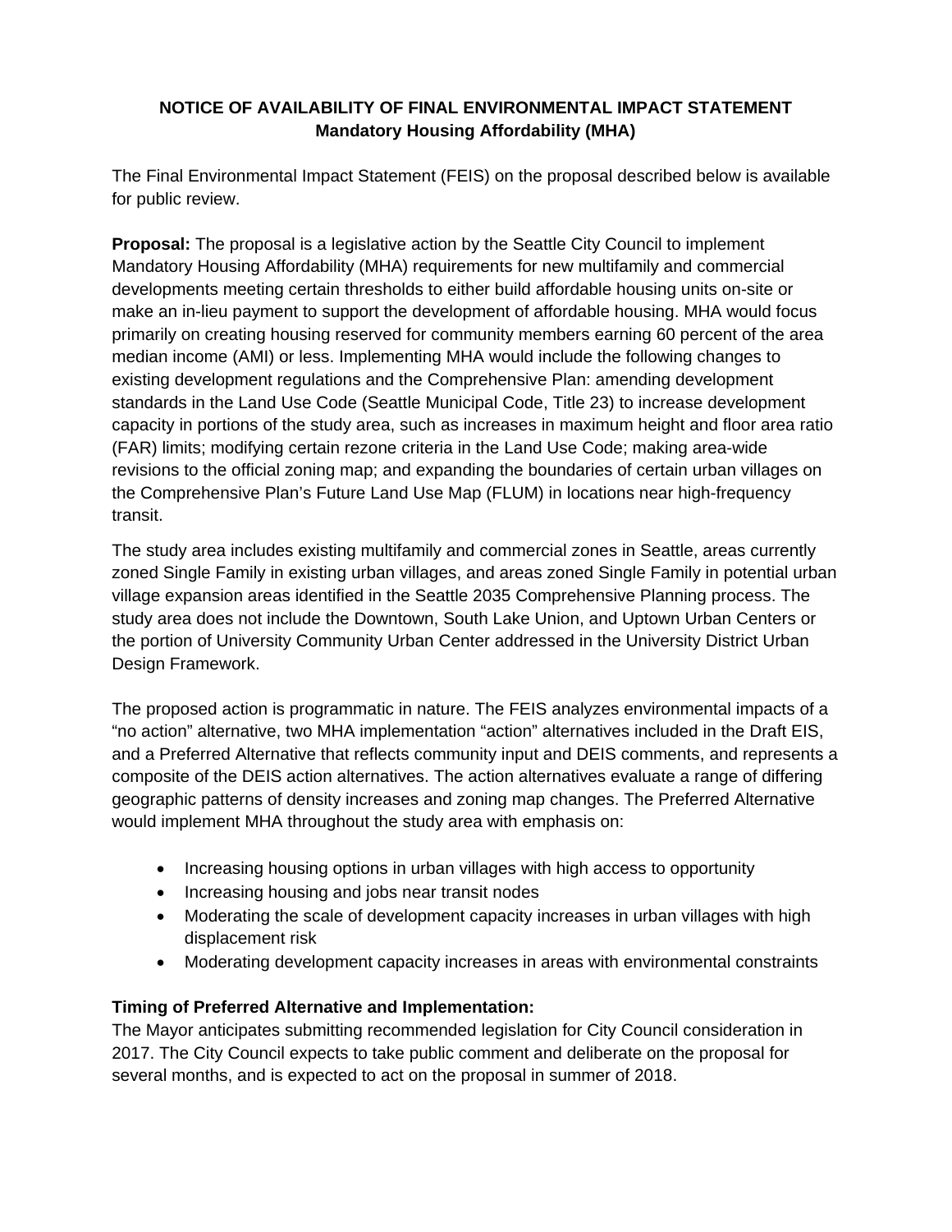# NOTICE OF AVAILABILITY OF FINAL ENVIRONMENTAL IMPACT STATEMENT
## Mandatory Housing Affordability (MHA)

The Final Environmental Impact Statement (FEIS) on the proposal described below is available for public review.

**Proposal:** The proposal is a legislative action by the Seattle City Council to implement Mandatory Housing Affordability (MHA) requirements for new multifamily and commercial developments meeting certain thresholds to either build affordable housing units on-site or make an in-lieu payment to support the development of affordable housing. MHA would focus primarily on creating housing reserved for community members earning 60 percent of the area median income (AMI) or less. Implementing MHA would include the following changes to existing development regulations and the Comprehensive Plan: amending development standards in the Land Use Code (Seattle Municipal Code, Title 23) to increase development capacity in portions of the study area, such as increases in maximum height and floor area ratio (FAR) limits; modifying certain rezone criteria in the Land Use Code; making area-wide revisions to the official zoning map; and expanding the boundaries of certain urban villages on the Comprehensive Plan's Future Land Use Map (FLUM) in locations near high-frequency transit.

The study area includes existing multifamily and commercial zones in Seattle, areas currently zoned Single Family in existing urban villages, and areas zoned Single Family in potential urban village expansion areas identified in the Seattle 2035 Comprehensive Planning process. The study area does not include the Downtown, South Lake Union, and Uptown Urban Centers or the portion of University Community Urban Center addressed in the University District Urban Design Framework.

The proposed action is programmatic in nature. The FEIS analyzes environmental impacts of a "no action" alternative, two MHA implementation "action" alternatives included in the Draft EIS, and a Preferred Alternative that reflects community input and DEIS comments, and represents a composite of the DEIS action alternatives. The action alternatives evaluate a range of differing geographic patterns of density increases and zoning map changes. The Preferred Alternative would implement MHA throughout the study area with emphasis on:

- Increasing housing options in urban villages with high access to opportunity
- Increasing housing and jobs near transit nodes
- Moderating the scale of development capacity increases in urban villages with high displacement risk
- Moderating development capacity increases in areas with environmental constraints

**Timing of Preferred Alternative and Implementation:**
The Mayor anticipates submitting recommended legislation for City Council consideration in 2017. The City Council expects to take public comment and deliberate on the proposal for several months, and is expected to act on the proposal in summer of 2018.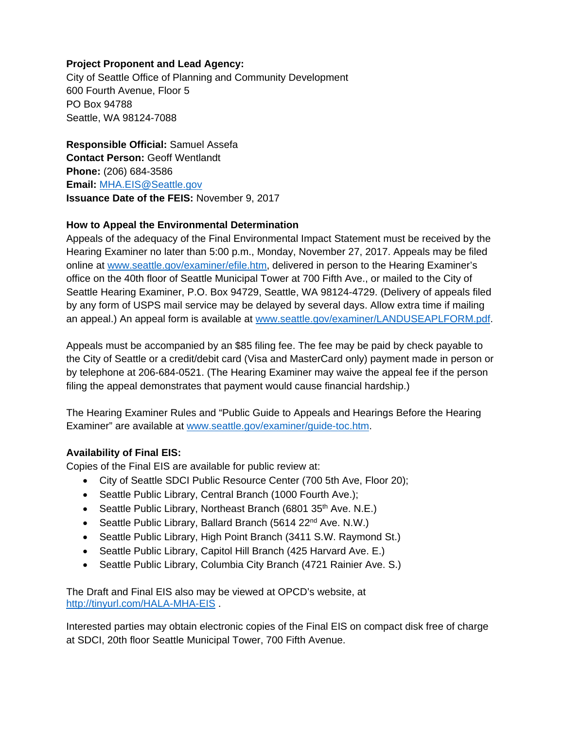**Project Proponent and Lead Agency:**
City of Seattle Office of Planning and Community Development
600 Fourth Avenue, Floor 5
PO Box 94788
Seattle, WA 98124-7088

**Responsible Official:** Samuel Assefa
**Contact Person:** Geoff Wentlandt
**Phone:** (206) 684-3586
**Email:** MHA.EIS@Seattle.gov
**Issuance Date of the FEIS:** November 9, 2017

**How to Appeal the Environmental Determination**

Appeals of the adequacy of the Final Environmental Impact Statement must be received by the Hearing Examiner no later than 5:00 p.m., Monday, November 27, 2017. Appeals may be filed online at www.seattle.gov/examiner/efile.htm, delivered in person to the Hearing Examiner's office on the 40th floor of Seattle Municipal Tower at 700 Fifth Ave., or mailed to the City of Seattle Hearing Examiner, P.O. Box 94729, Seattle, WA 98124-4729. (Delivery of appeals filed by any form of USPS mail service may be delayed by several days. Allow extra time if mailing an appeal.) An appeal form is available at www.seattle.gov/examiner/LANDUSEAPLFORM.pdf.

Appeals must be accompanied by an $85 filing fee. The fee may be paid by check payable to the City of Seattle or a credit/debit card (Visa and MasterCard only) payment made in person or by telephone at 206-684-0521. (The Hearing Examiner may waive the appeal fee if the person filing the appeal demonstrates that payment would cause financial hardship.)

The Hearing Examiner Rules and "Public Guide to Appeals and Hearings Before the Hearing Examiner" are available at www.seattle.gov/examiner/guide-toc.htm.

**Availability of Final EIS:**

Copies of the Final EIS are available for public review at:

- City of Seattle SDCI Public Resource Center (700 5th Ave, Floor 20);
- Seattle Public Library, Central Branch (1000 Fourth Ave.);
- Seattle Public Library, Northeast Branch (6801 35th Ave. N.E.)
- Seattle Public Library, Ballard Branch (5614 22nd Ave. N.W.)
- Seattle Public Library, High Point Branch (3411 S.W. Raymond St.)
- Seattle Public Library, Capitol Hill Branch (425 Harvard Ave. E.)
- Seattle Public Library, Columbia City Branch (4721 Rainier Ave. S.)

The Draft and Final EIS also may be viewed at OPCD's website, at http://tinyurl.com/HALA-MHA-EIS .

Interested parties may obtain electronic copies of the Final EIS on compact disk free of charge at SDCI, 20th floor Seattle Municipal Tower, 700 Fifth Avenue.